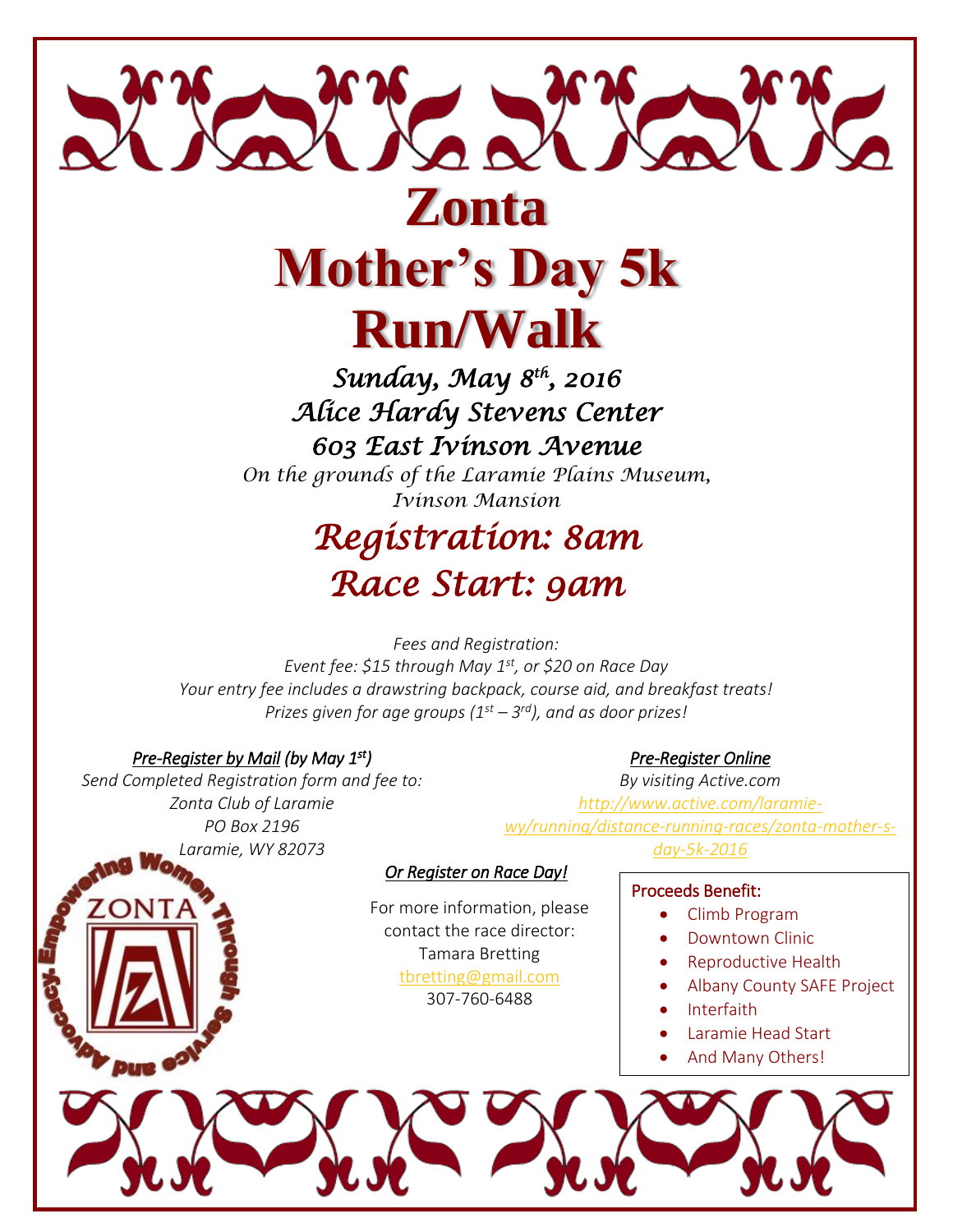# Zonta
# Mother's Day 5k
# Run/Walk

*Sunday, May 8th, 2016*
*Alice Hardy Stevens Center*
*603 East Ivinson Avenue*
*On the grounds of the Laramie Plains Museum, Ivinson Mansion*

## *Registration: 8am*
## *Race Start: 9am*

*Fees and Registration:*
*Event fee: $15 through May 1st, or $20 on Race Day*
*Your entry fee includes a drawstring backpack, course aid, and breakfast treats!*
*Prizes given for age groups (1st – 3rd), and as door prizes!*

***Pre-Register by Mail** (by May 1st)*
*Send Completed Registration form and fee to:*
*Zonta Club of Laramie*
*PO Box 2196*
*Laramie, WY 82073*

***Pre-Register Online***
*By visiting Active.com*
*http://www.active.com/laramie-wy/running/distance-running-races/zonta-mother-s-day-5k-2016*

***Or Register on Race Day!***

For more information, please contact the race director:
Tamara Bretting
tbretting@gmail.com
307-760-6488

ZONTA
Empowering Women Through Service and Advocacy

**Proceeds Benefit:**
- Climb Program
- Downtown Clinic
- Reproductive Health
- Albany County SAFE Project
- Interfaith
- Laramie Head Start
- And Many Others!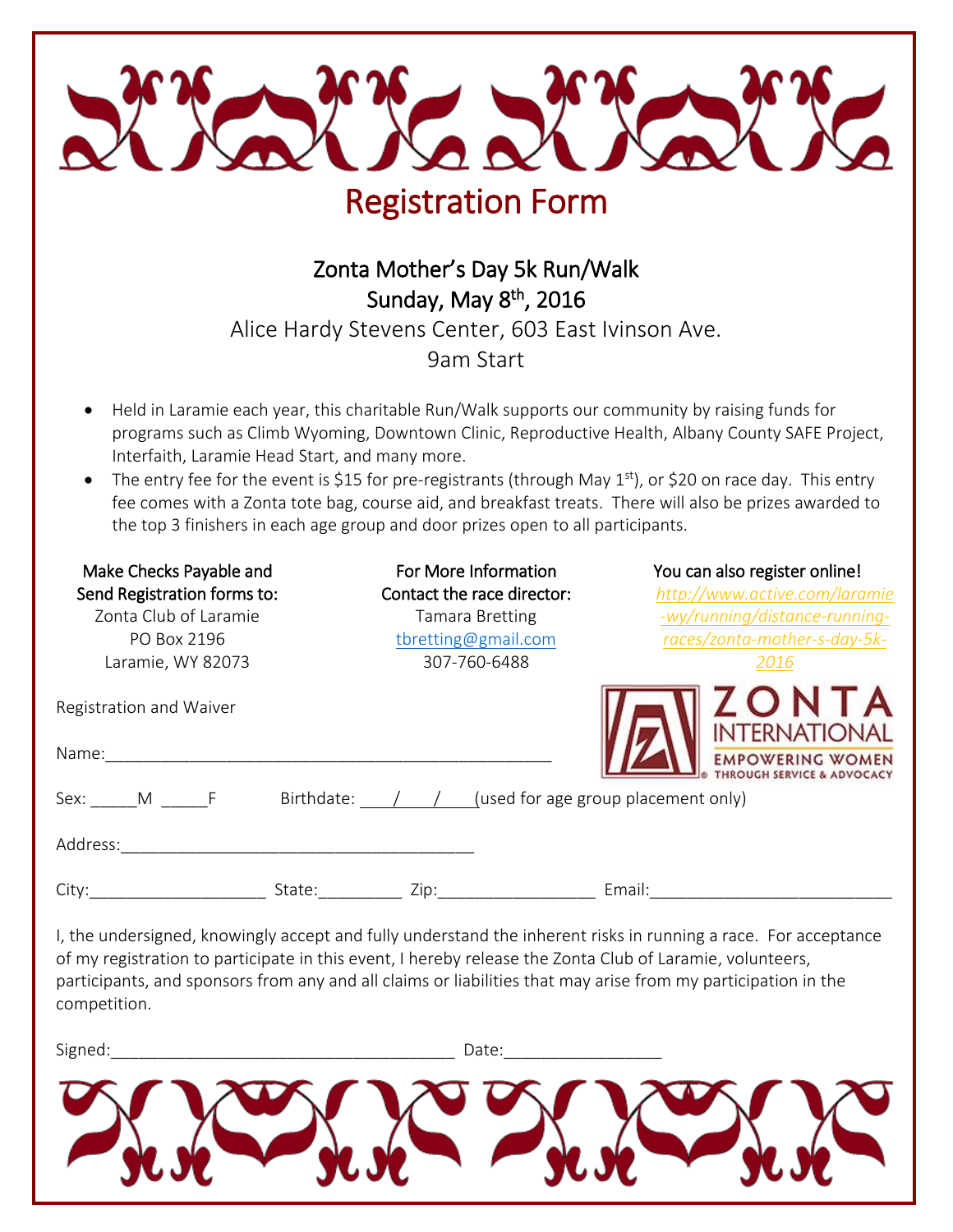# Registration Form

## Zonta Mother's Day 5k Run/Walk
## Sunday, May 8th, 2016

Alice Hardy Stevens Center, 603 East Ivinson Ave.

9am Start

- Held in Laramie each year, this charitable Run/Walk supports our community by raising funds for programs such as Climb Wyoming, Downtown Clinic, Reproductive Health, Albany County SAFE Project, Interfaith, Laramie Head Start, and many more.
- The entry fee for the event is $15 for pre-registrants (through May 1st), or $20 on race day. This entry fee comes with a Zonta tote bag, course aid, and breakfast treats. There will also be prizes awarded to the top 3 finishers in each age group and door prizes open to all participants.

**Make Checks Payable and Send Registration forms to:**
Zonta Club of Laramie
PO Box 2196
Laramie, WY 82073

**For More Information Contact the race director:**
Tamara Bretting
tbretting@gmail.com
307-760-6488

**You can also register online!**
*http://www.active.com/laramie-wy/running/distance-running-races/zonta-mother-s-day-5k-2016*

ZONTA INTERNATIONAL
EMPOWERING WOMEN THROUGH SERVICE & ADVOCACY

Registration and Waiver

Name:_______________________________________________

Sex: _____M _____F Birthdate: ___/___/___(used for age group placement only)

Address:____________________________________

City:__________________ State:________ Zip:________________ Email:________________________

I, the undersigned, knowingly accept and fully understand the inherent risks in running a race. For acceptance of my registration to participate in this event, I hereby release the Zonta Club of Laramie, volunteers, participants, and sponsors from any and all claims or liabilities that may arise from my participation in the competition.

Signed:____________________________________ Date:________________